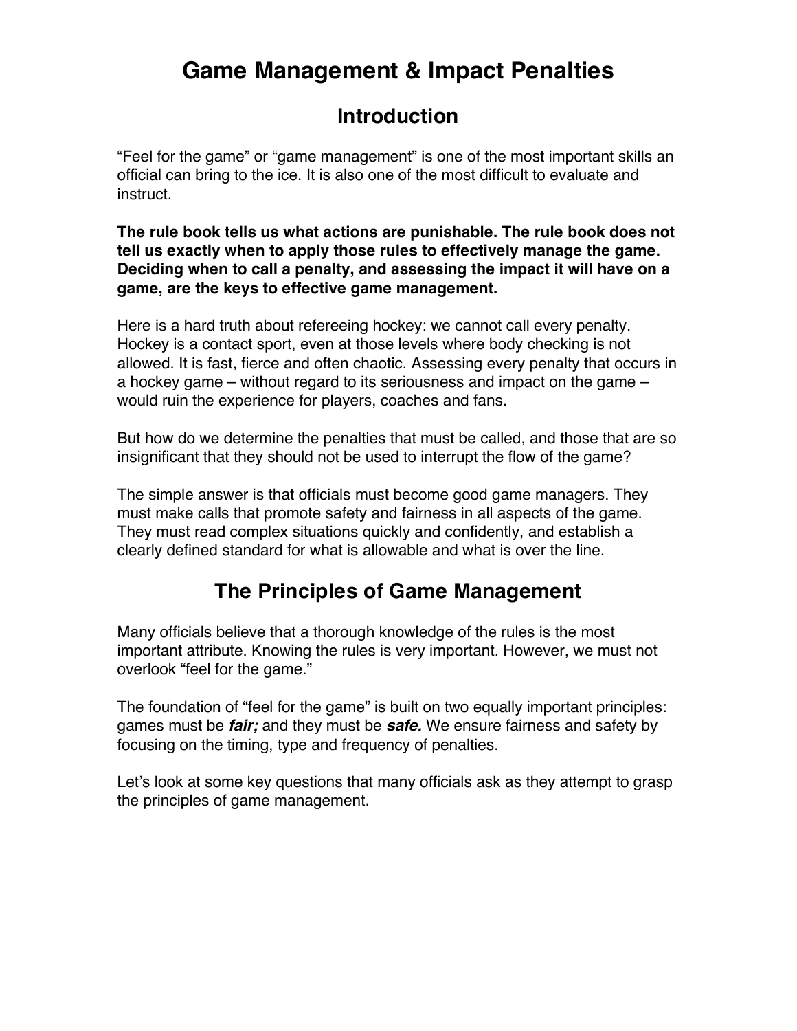# Game Management & Impact Penalties

## Introduction

"Feel for the game" or "game management" is one of the most important skills an official can bring to the ice. It is also one of the most difficult to evaluate and instruct.

**The rule book tells us what actions are punishable. The rule book does not tell us exactly when to apply those rules to effectively manage the game. Deciding when to call a penalty, and assessing the impact it will have on a game, are the keys to effective game management.**

Here is a hard truth about refereeing hockey: we cannot call every penalty. Hockey is a contact sport, even at those levels where body checking is not allowed. It is fast, fierce and often chaotic. Assessing every penalty that occurs in a hockey game – without regard to its seriousness and impact on the game – would ruin the experience for players, coaches and fans.

But how do we determine the penalties that must be called, and those that are so insignificant that they should not be used to interrupt the flow of the game?

The simple answer is that officials must become good game managers. They must make calls that promote safety and fairness in all aspects of the game. They must read complex situations quickly and confidently, and establish a clearly defined standard for what is allowable and what is over the line.

## The Principles of Game Management

Many officials believe that a thorough knowledge of the rules is the most important attribute. Knowing the rules is very important. However, we must not overlook "feel for the game."

The foundation of "feel for the game" is built on two equally important principles: games must be ***fair;*** and they must be ***safe.*** We ensure fairness and safety by focusing on the timing, type and frequency of penalties.

Let's look at some key questions that many officials ask as they attempt to grasp the principles of game management.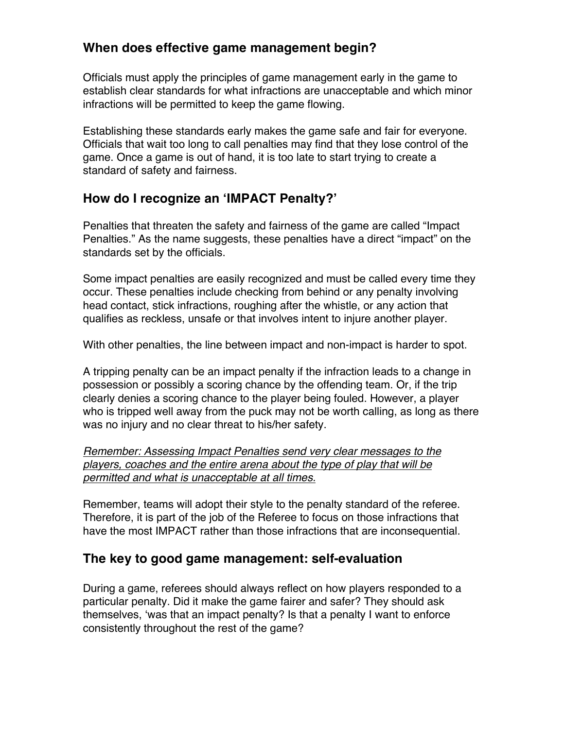## When does effective game management begin?

Officials must apply the principles of game management early in the game to establish clear standards for what infractions are unacceptable and which minor infractions will be permitted to keep the game flowing.

Establishing these standards early makes the game safe and fair for everyone. Officials that wait too long to call penalties may find that they lose control of the game. Once a game is out of hand, it is too late to start trying to create a standard of safety and fairness.

## How do I recognize an 'IMPACT Penalty?'

Penalties that threaten the safety and fairness of the game are called "Impact Penalties." As the name suggests, these penalties have a direct "impact" on the standards set by the officials.

Some impact penalties are easily recognized and must be called every time they occur. These penalties include checking from behind or any penalty involving head contact, stick infractions, roughing after the whistle, or any action that qualifies as reckless, unsafe or that involves intent to injure another player.

With other penalties, the line between impact and non-impact is harder to spot.

A tripping penalty can be an impact penalty if the infraction leads to a change in possession or possibly a scoring chance by the offending team. Or, if the trip clearly denies a scoring chance to the player being fouled. However, a player who is tripped well away from the puck may not be worth calling, as long as there was no injury and no clear threat to his/her safety.

<u>*Remember: Assessing Impact Penalties send very clear messages to the players, coaches and the entire arena about the type of play that will be permitted and what is unacceptable at all times.*</u>

Remember, teams will adopt their style to the penalty standard of the referee. Therefore, it is part of the job of the Referee to focus on those infractions that have the most IMPACT rather than those infractions that are inconsequential.

## The key to good game management: self-evaluation

During a game, referees should always reflect on how players responded to a particular penalty. Did it make the game fairer and safer? They should ask themselves, 'was that an impact penalty? Is that a penalty I want to enforce consistently throughout the rest of the game?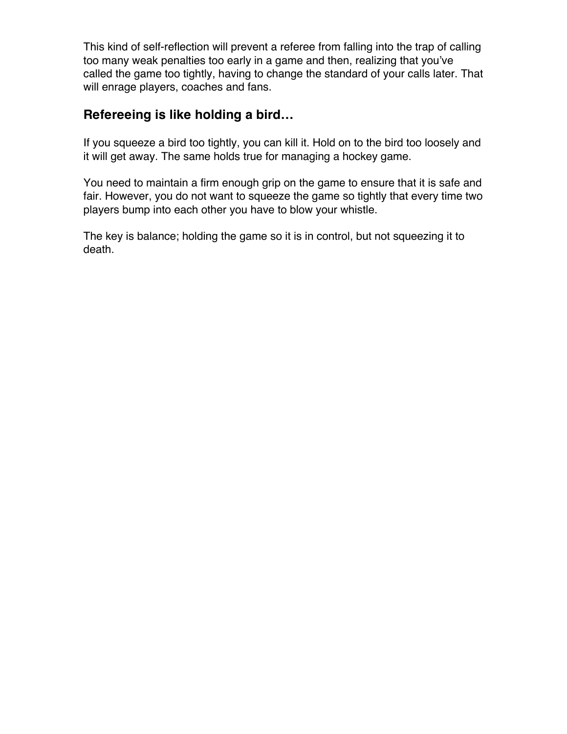This kind of self-reflection will prevent a referee from falling into the trap of calling too many weak penalties too early in a game and then, realizing that you've called the game too tightly, having to change the standard of your calls later. That will enrage players, coaches and fans.

## Refereeing is like holding a bird…

If you squeeze a bird too tightly, you can kill it. Hold on to the bird too loosely and it will get away. The same holds true for managing a hockey game.

You need to maintain a firm enough grip on the game to ensure that it is safe and fair. However, you do not want to squeeze the game so tightly that every time two players bump into each other you have to blow your whistle.

The key is balance; holding the game so it is in control, but not squeezing it to death.